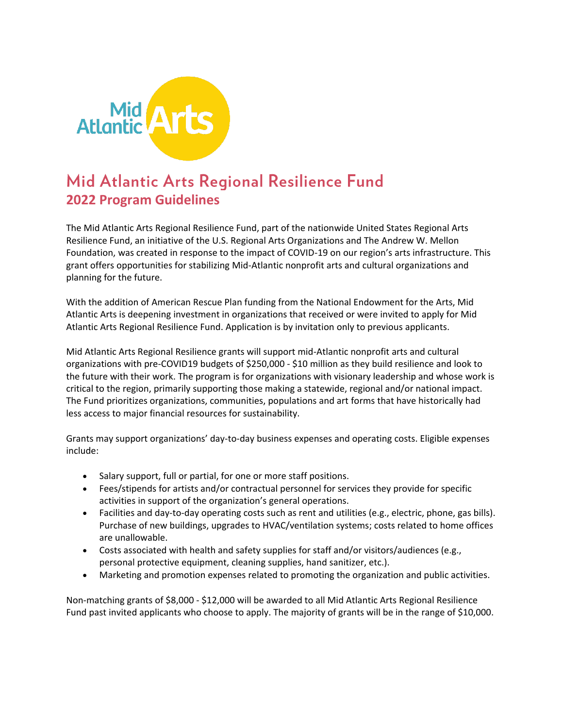# Mid Atlantic Arts Regional Resilience Fund
## 2022 Program Guidelines

The Mid Atlantic Arts Regional Resilience Fund, part of the nationwide United States Regional Arts Resilience Fund, an initiative of the U.S. Regional Arts Organizations and The Andrew W. Mellon Foundation, was created in response to the impact of COVID-19 on our region's arts infrastructure. This grant offers opportunities for stabilizing Mid-Atlantic nonprofit arts and cultural organizations and planning for the future.

With the addition of American Rescue Plan funding from the National Endowment for the Arts, Mid Atlantic Arts is deepening investment in organizations that received or were invited to apply for Mid Atlantic Arts Regional Resilience Fund. Application is by invitation only to previous applicants.

Mid Atlantic Arts Regional Resilience grants will support mid-Atlantic nonprofit arts and cultural organizations with pre-COVID19 budgets of $250,000 - $10 million as they build resilience and look to the future with their work. The program is for organizations with visionary leadership and whose work is critical to the region, primarily supporting those making a statewide, regional and/or national impact. The Fund prioritizes organizations, communities, populations and art forms that have historically had less access to major financial resources for sustainability.

Grants may support organizations' day-to-day business expenses and operating costs. Eligible expenses include:

- Salary support, full or partial, for one or more staff positions.
- Fees/stipends for artists and/or contractual personnel for services they provide for specific activities in support of the organization's general operations.
- Facilities and day-to-day operating costs such as rent and utilities (e.g., electric, phone, gas bills). Purchase of new buildings, upgrades to HVAC/ventilation systems; costs related to home offices are unallowable.
- Costs associated with health and safety supplies for staff and/or visitors/audiences (e.g., personal protective equipment, cleaning supplies, hand sanitizer, etc.).
- Marketing and promotion expenses related to promoting the organization and public activities.

Non-matching grants of $8,000 - $12,000 will be awarded to all Mid Atlantic Arts Regional Resilience Fund past invited applicants who choose to apply. The majority of grants will be in the range of $10,000.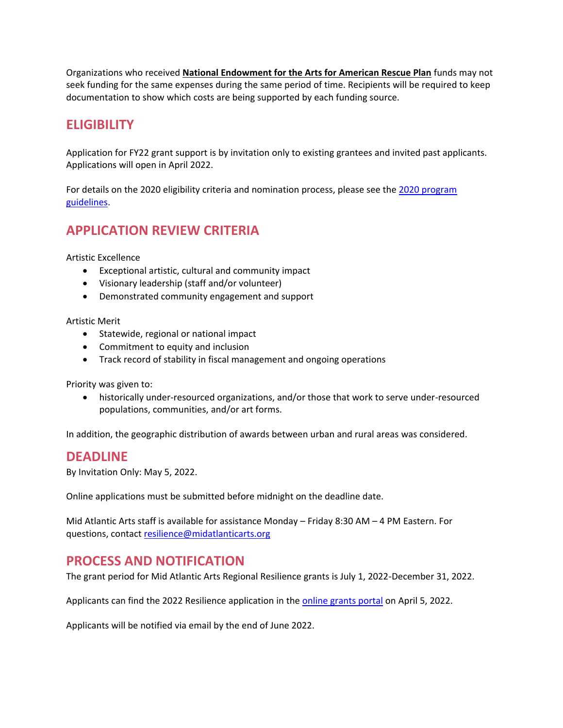Organizations who received **National Endowment for the Arts for American Rescue Plan** funds may not seek funding for the same expenses during the same period of time. Recipients will be required to keep documentation to show which costs are being supported by each funding source.

## ELIGIBILITY

Application for FY22 grant support is by invitation only to existing grantees and invited past applicants. Applications will open in April 2022.

For details on the 2020 eligibility criteria and nomination process, please see the 2020 program guidelines.

## APPLICATION REVIEW CRITERIA

Artistic Excellence

- Exceptional artistic, cultural and community impact
- Visionary leadership (staff and/or volunteer)
- Demonstrated community engagement and support

Artistic Merit

- Statewide, regional or national impact
- Commitment to equity and inclusion
- Track record of stability in fiscal management and ongoing operations

Priority was given to:

- historically under-resourced organizations, and/or those that work to serve under-resourced populations, communities, and/or art forms.

In addition, the geographic distribution of awards between urban and rural areas was considered.

## DEADLINE

By Invitation Only: May 5, 2022.

Online applications must be submitted before midnight on the deadline date.

Mid Atlantic Arts staff is available for assistance Monday – Friday 8:30 AM – 4 PM Eastern. For questions, contact resilience@midatlanticarts.org

## PROCESS AND NOTIFICATION

The grant period for Mid Atlantic Arts Regional Resilience grants is July 1, 2022-December 31, 2022.

Applicants can find the 2022 Resilience application in the online grants portal on April 5, 2022.

Applicants will be notified via email by the end of June 2022.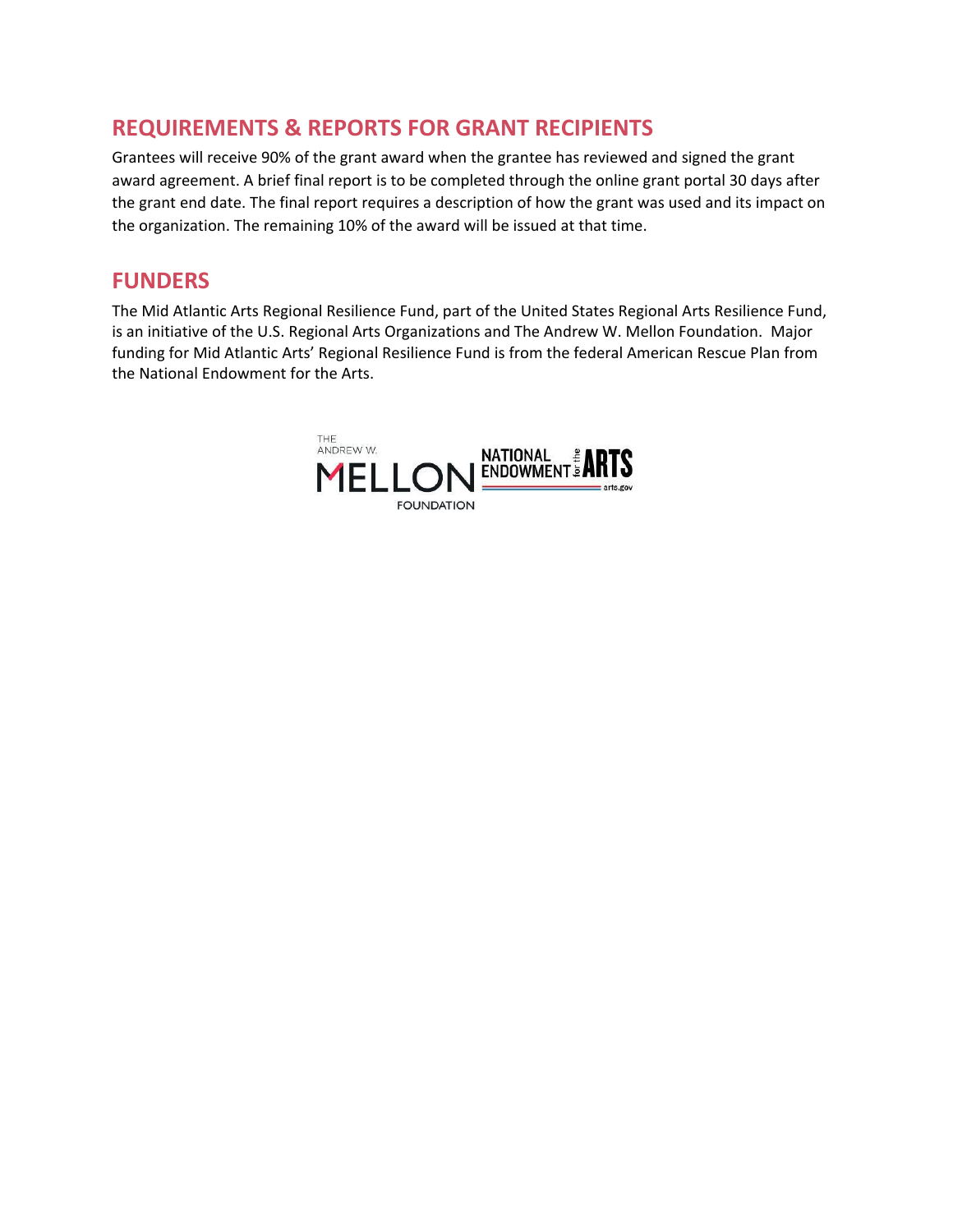## REQUIREMENTS & REPORTS FOR GRANT RECIPIENTS

Grantees will receive 90% of the grant award when the grantee has reviewed and signed the grant award agreement. A brief final report is to be completed through the online grant portal 30 days after the grant end date. The final report requires a description of how the grant was used and its impact on the organization. The remaining 10% of the award will be issued at that time.

## FUNDERS

The Mid Atlantic Arts Regional Resilience Fund, part of the United States Regional Arts Resilience Fund, is an initiative of the U.S. Regional Arts Organizations and The Andrew W. Mellon Foundation. Major funding for Mid Atlantic Arts' Regional Resilience Fund is from the federal American Rescue Plan from the National Endowment for the Arts.